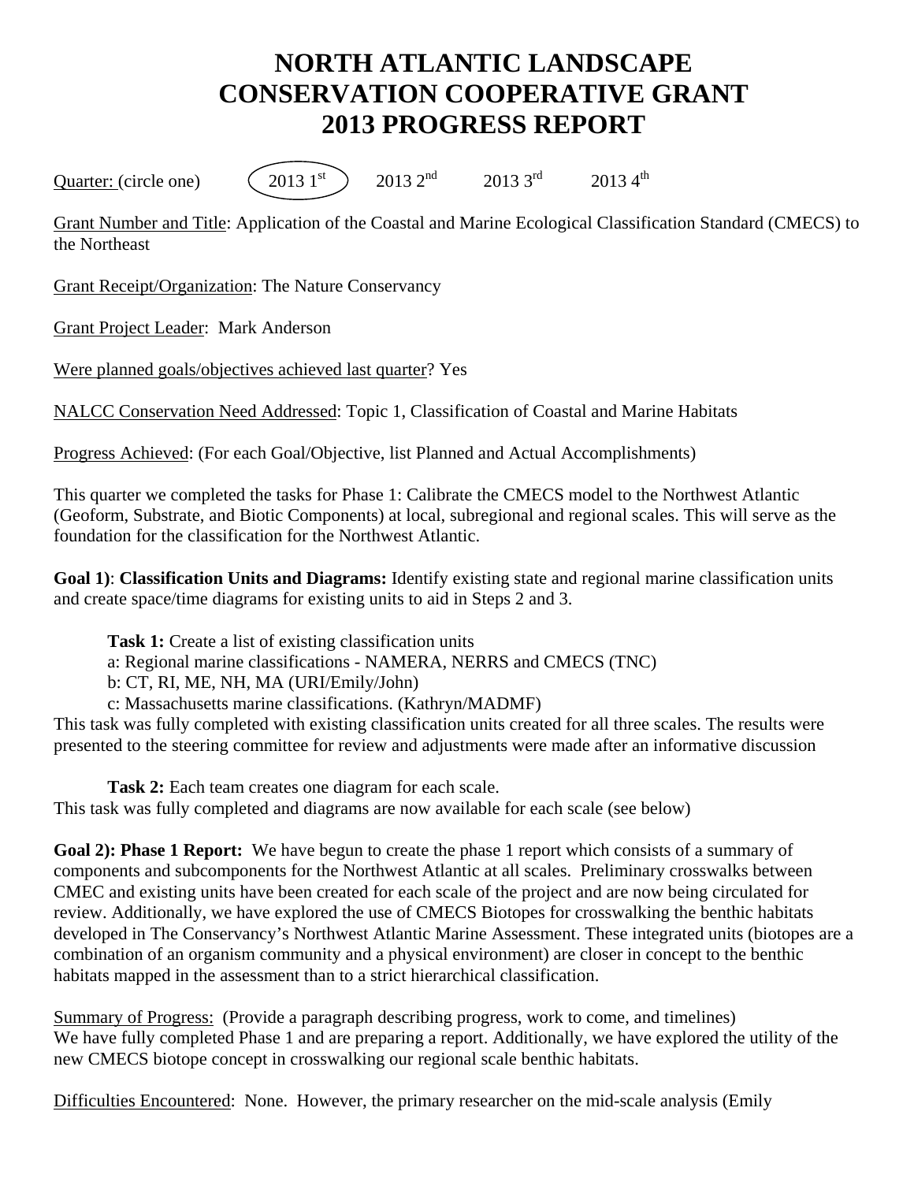# NORTH ATLANTIC LANDSCAPE CONSERVATION COOPERATIVE GRANT 2013 PROGRESS REPORT

Quarter: (circle one) (2013 1st) 2013 2nd 2013 3rd 2013 4th

Grant Number and Title: Application of the Coastal and Marine Ecological Classification Standard (CMECS) to the Northeast

Grant Receipt/Organization: The Nature Conservancy

Grant Project Leader: Mark Anderson

Were planned goals/objectives achieved last quarter? Yes

NALCC Conservation Need Addressed: Topic 1, Classification of Coastal and Marine Habitats

Progress Achieved: (For each Goal/Objective, list Planned and Actual Accomplishments)

This quarter we completed the tasks for Phase 1: Calibrate the CMECS model to the Northwest Atlantic (Geoform, Substrate, and Biotic Components) at local, subregional and regional scales. This will serve as the foundation for the classification for the Northwest Atlantic.

**Goal 1)**: **Classification Units and Diagrams:** Identify existing state and regional marine classification units and create space/time diagrams for existing units to aid in Steps 2 and 3.

**Task 1:** Create a list of existing classification units
a: Regional marine classifications - NAMERA, NERRS and CMECS (TNC)
b: CT, RI, ME, NH, MA (URI/Emily/John)
c: Massachusetts marine classifications. (Kathryn/MADMF)

This task was fully completed with existing classification units created for all three scales. The results were presented to the steering committee for review and adjustments were made after an informative discussion

**Task 2:** Each team creates one diagram for each scale.
This task was fully completed and diagrams are now available for each scale (see below)

**Goal 2): Phase 1 Report:** We have begun to create the phase 1 report which consists of a summary of components and subcomponents for the Northwest Atlantic at all scales. Preliminary crosswalks between CMEC and existing units have been created for each scale of the project and are now being circulated for review. Additionally, we have explored the use of CMECS Biotopes for crosswalking the benthic habitats developed in The Conservancy's Northwest Atlantic Marine Assessment. These integrated units (biotopes are a combination of an organism community and a physical environment) are closer in concept to the benthic habitats mapped in the assessment than to a strict hierarchical classification.

Summary of Progress: (Provide a paragraph describing progress, work to come, and timelines)
We have fully completed Phase 1 and are preparing a report. Additionally, we have explored the utility of the new CMECS biotope concept in crosswalking our regional scale benthic habitats.

Difficulties Encountered: None. However, the primary researcher on the mid-scale analysis (Emily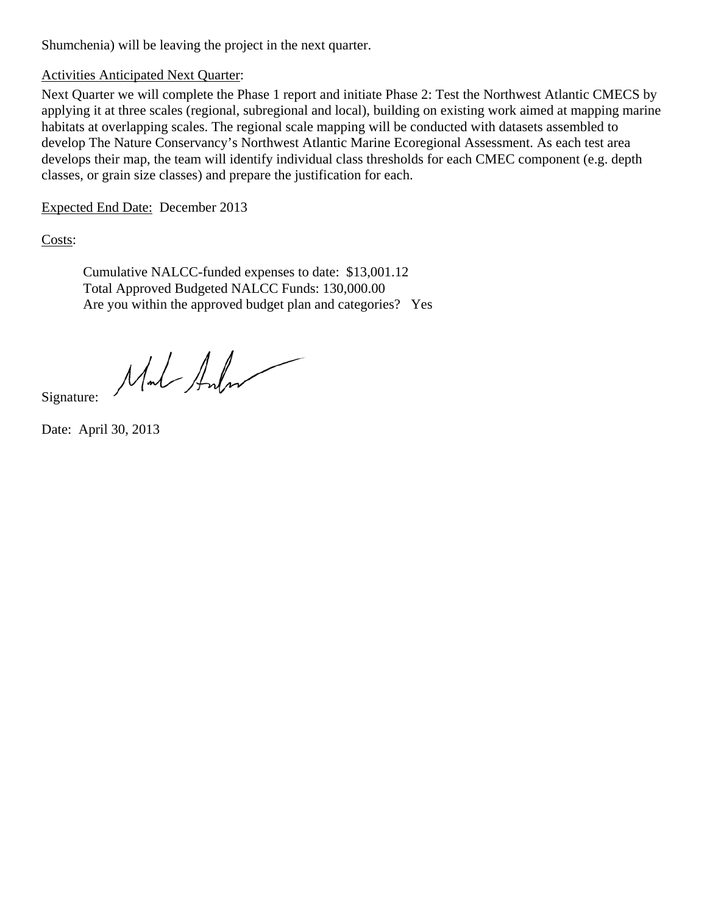Shumchenia) will be leaving the project in the next quarter.

Activities Anticipated Next Quarter:

Next Quarter we will complete the Phase 1 report and initiate Phase 2: Test the Northwest Atlantic CMECS by applying it at three scales (regional, subregional and local), building on existing work aimed at mapping marine habitats at overlapping scales. The regional scale mapping will be conducted with datasets assembled to develop The Nature Conservancy's Northwest Atlantic Marine Ecoregional Assessment. As each test area develops their map, the team will identify individual class thresholds for each CMEC component (e.g. depth classes, or grain size classes) and prepare the justification for each.

Expected End Date: December 2013

Costs:

Cumulative NALCC-funded expenses to date: $13,001.12
Total Approved Budgeted NALCC Funds: 130,000.00
Are you within the approved budget plan and categories? Yes

Signature:

Date: April 30, 2013